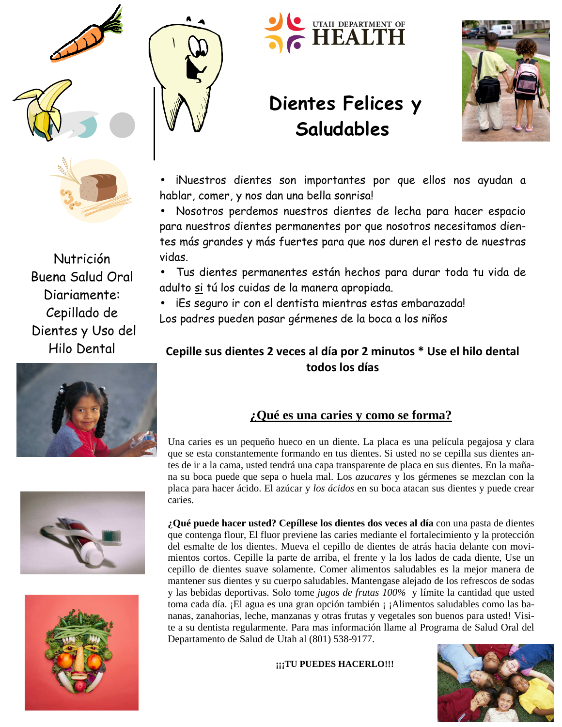UTAH DEPARTMENT OF HEALTH

# Dientes Felices y Saludables

- ¡Nuestros dientes son importantes por que ellos nos ayudan a hablar, comer, y nos dan una bella sonrisa!
- Nosotros perdemos nuestros dientes de lecha para hacer espacio para nuestros dientes permanentes por que nosotros necesitamos dientes más grandes y más fuertes para que nos duren el resto de nuestras vidas.
- Tus dientes permanentes están hechos para durar toda tu vida de adulto si tú los cuidas de la manera apropiada.
- ¡Es seguro ir con el dentista mientras estas embarazada!

Los padres pueden pasar gérmenes de la boca a los niños

Nutrición
Buena Salud Oral
Diariamente:
Cepillado de Dientes y Uso del Hilo Dental

**Cepille sus dientes 2 veces al día por 2 minutos * Use el hilo dental todos los días**

## ¿Qué es una caries y como se forma?

Una caries es un pequeño hueco en un diente. La placa es una película pegajosa y clara que se esta constantemente formando en tus dientes. Si usted no se cepilla sus dientes antes de ir a la cama, usted tendrá una capa transparente de placa en sus dientes. En la mañana su boca puede que sepa o huela mal. Los *azucares* y los gérmenes se mezclan con la placa para hacer ácido. El azúcar y *los ácidos* en su boca atacan sus dientes y puede crear caries.

**¿Qué puede hacer usted? Cepíllese los dientes dos veces al día** con una pasta de dientes que contenga flour, El fluor previene las caries mediante el fortalecimiento y la protección del esmalte de los dientes. Mueva el cepillo de dientes de atrás hacia delante con movimientos cortos. Cepille la parte de arriba, el frente y la los lados de cada diente, Use un cepillo de dientes suave solamente. Comer alimentos saludables es la mejor manera de mantener sus dientes y su cuerpo saludables. Mantengase alejado de los refrescos de sodas y las bebidas deportivas. Solo tome *jugos de frutas 100%* y límite la cantidad que usted toma cada día. ¡El agua es una gran opción también ¡ ¡Alimentos saludables como las bananas, zanahorias, leche, manzanas y otras frutas y vegetales son buenos para usted! Visite a su dentista regularmente. Para mas información llame al Programa de Salud Oral del Departamento de Salud de Utah al (801) 538-9177.

**¡¡¡TU PUEDES HACERLO!!!**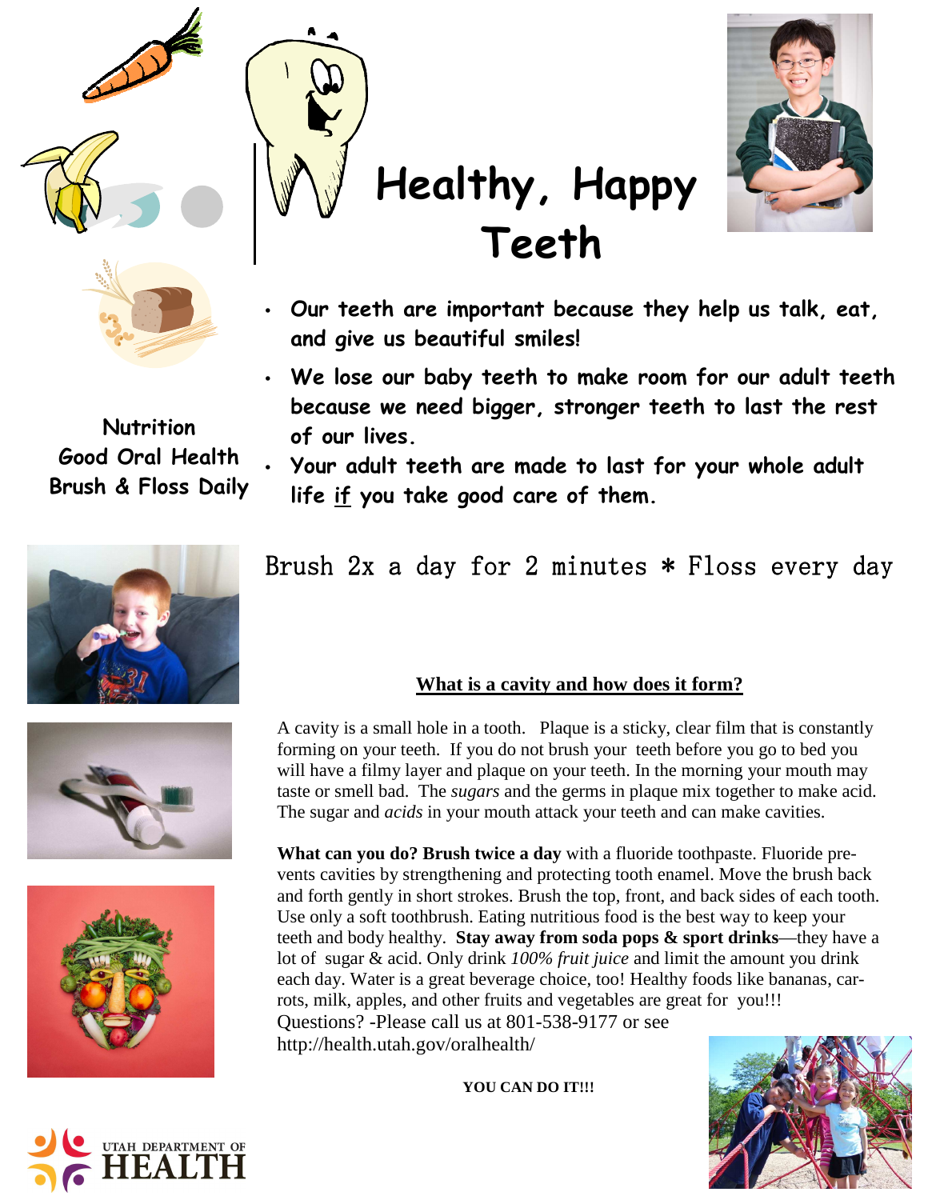# Healthy, Happy Teeth

Nutrition
Good Oral Health
Brush & Floss Daily

- **Our teeth are important because they help us talk, eat, and give us beautiful smiles!**
- **We lose our baby teeth to make room for our adult teeth because we need bigger, stronger teeth to last the rest of our lives.**
- **Your adult teeth are made to last for your whole adult life if you take good care of them.**

Brush 2x a day for 2 minutes * Floss every day

## What is a cavity and how does it form?

A cavity is a small hole in a tooth. Plaque is a sticky, clear film that is constantly forming on your teeth. If you do not brush your teeth before you go to bed you will have a filmy layer and plaque on your teeth. In the morning your mouth may taste or smell bad. The *sugars* and the germs in plaque mix together to make acid. The sugar and *acids* in your mouth attack your teeth and can make cavities.

**What can you do? Brush twice a day** with a fluoride toothpaste. Fluoride prevents cavities by strengthening and protecting tooth enamel. Move the brush back and forth gently in short strokes. Brush the top, front, and back sides of each tooth. Use only a soft toothbrush. Eating nutritious food is the best way to keep your teeth and body healthy. **Stay away from soda pops & sport drinks**—they have a lot of sugar & acid. Only drink *100% fruit juice* and limit the amount you drink each day. Water is a great beverage choice, too! Healthy foods like bananas, carrots, milk, apples, and other fruits and vegetables are great for you!!!
Questions? -Please call us at 801-538-9177 or see http://health.utah.gov/oralhealth/

**YOU CAN DO IT!!!**

UTAH DEPARTMENT OF HEALTH